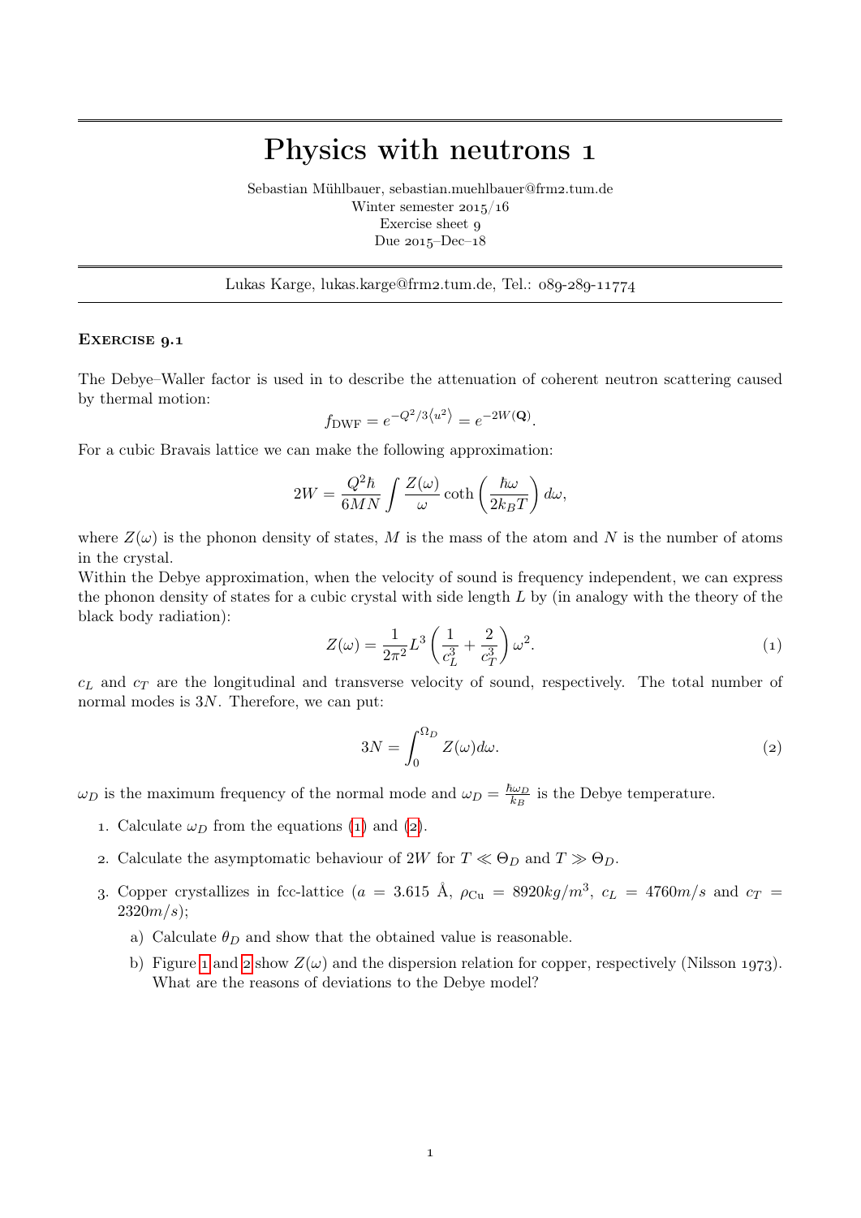# Physics with neutrons 1

Sebastian Mühlbauer, sebastian.muehlbauer@frm2.tum.de
Winter semester 2015/16
Exercise sheet 9
Due 2015–Dec–18

Lukas Karge, lukas.karge@frm2.tum.de, Tel.: 089-289-11774

### Exercise 9.1

The Debye–Waller factor is used in to describe the attenuation of coherent neutron scattering caused by thermal motion:

$$f_{\mathrm{DWF}} = e^{-Q^2/3\langle u^2 \rangle} = e^{-2W(\mathbf{Q})}.$$

For a cubic Bravais lattice we can make the following approximation:

$$2W = \frac{Q^2 \hbar}{6MN} \int \frac{Z(\omega)}{\omega} \coth\left(\frac{\hbar\omega}{2k_B T}\right) d\omega,$$

where $Z(\omega)$ is the phonon density of states, $M$ is the mass of the atom and $N$ is the number of atoms in the crystal.

Within the Debye approximation, when the velocity of sound is frequency independent, we can express the phonon density of states for a cubic crystal with side length $L$ by (in analogy with the theory of the black body radiation):

$$Z(\omega) = \frac{1}{2\pi^2} L^3 \left(\frac{1}{c_L^3} + \frac{2}{c_T^3}\right) \omega^2. \tag{1}$$

$c_L$ and $c_T$ are the longitudinal and transverse velocity of sound, respectively. The total number of normal modes is $3N$. Therefore, we can put:

$$3N = \int_0^{\Omega_D} Z(\omega) d\omega. \tag{2}$$

$\omega_D$ is the maximum frequency of the normal mode and $\omega_D = \frac{\hbar\omega_D}{k_B}$ is the Debye temperature.

1. Calculate $\omega_D$ from the equations (1) and (2).
2. Calculate the asymptomatic behaviour of $2W$ for $T \ll \Theta_D$ and $T \gg \Theta_D$.
3. Copper crystallizes in fcc-lattice ($a = 3.615$ Å, $\rho_{\mathrm{Cu}} = 8920 kg/m^3$, $c_L = 4760 m/s$ and $c_T = 2320 m/s$);
   a) Calculate $\theta_D$ and show that the obtained value is reasonable.
   b) Figure 1 and 2 show $Z(\omega)$ and the dispersion relation for copper, respectively (Nilsson 1973). What are the reasons of deviations to the Debye model?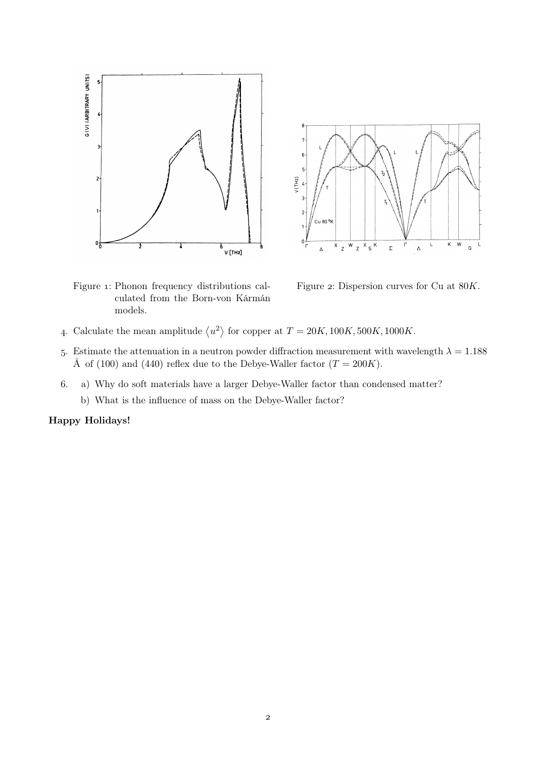G(V) (ARBITRARY UNITS)

0 1 2 3 4 5

0 2 4 6 8

V [THz]

Figure 1: Phonon frequency distributions calculated from the Born-von Kármán models.

V (THz)

0 1 2 3 4 5 6 7 8

Γ Δ X Z W Z X S K Σ Γ Δ L K W Q L

L T L L T₂ T₁ T

Cu 80 °K

Figure 2: Dispersion curves for Cu at $80K$.

4. Calculate the mean amplitude $\langle u^2 \rangle$ for copper at $T = 20K, 100K, 500K, 1000K$.

5. Estimate the attenuation in a neutron powder diffraction measurement with wavelength $\lambda = 1.188$ Å of (100) and (440) reflex due to the Debye-Waller factor ($T = 200K$).

6. a) Why do soft materials have a larger Debye-Waller factor than condensed matter?

   b) What is the influence of mass on the Debye-Waller factor?

**Happy Holidays!**